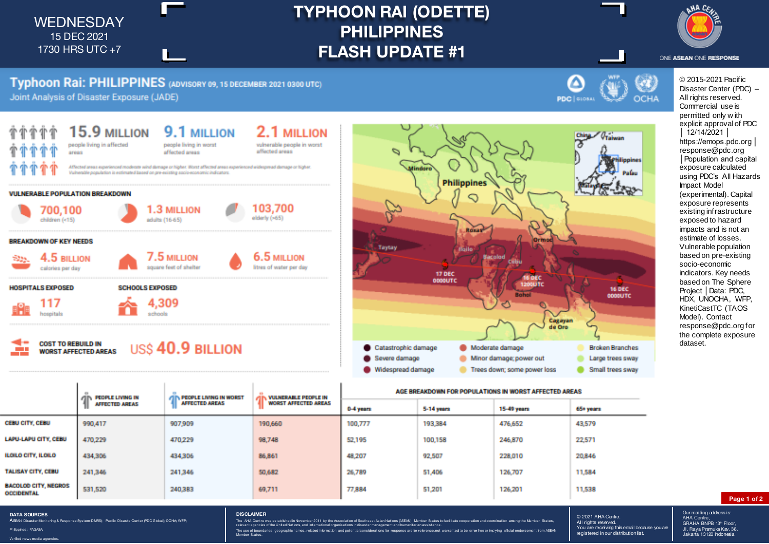WEDNESDAY
15 DEC 2021
1730 HRS UTC +7

# TYPHOON RAI (ODETTE) PHILIPPINES FLASH UPDATE #1

ONE ASEAN ONE RESPONSE

## Typhoon Rai: PHILIPPINES (ADVISORY 09, 15 DECEMBER 2021 0300 UTC)

Joint Analysis of Disaster Exposure (JADE)

PDC | GLOBAL    WFP    OCHA

**15.9 MILLION** people living in affected areas

**9.1 MILLION** people living in worst affected areas

**2.1 MILLION** vulnerable people in worst affected areas

*Affected areas experienced moderate wind damage or higher. Worst affected areas experienced widespread damage or higher. Vulnerable population is estimated based on pre-existing socio-economic indicators.*

### VULNERABLE POPULATION BREAKDOWN

**700,100** children (<15)

**1.3 MILLION** adults (16-65)

**103,700** elderly (>65)

### BREAKDOWN OF KEY NEEDS

**4.5 BILLION** calories per day

**7.5 MILLION** square feet of shelter

**6.5 MILLION** litres of water per day

### HOSPITALS EXPOSED

**117** hospitals

### SCHOOLS EXPOSED

**4,309** schools

### COST TO REBUILD IN WORST AFFECTED AREAS

**US$ 40.9 BILLION**

Map labels: China, Taiwan, Philippines, Palau, Malaysia, Mindoro, Philippines, Roxas, Ormoc, Taytay, Iloilo, Bacolod, Cebu, Bohol, Cagayan de Oro, 17 DEC 0000UTC, 16 DEC 1200UTC, 16 DEC 0000UTC

Legend: Catastrophic damage; Severe damage; Widespread damage; Moderate damage; Minor damage; power out; Trees down; some power loss; Broken Branches; Large trees sway; Small trees sway

| | PEOPLE LIVING IN AFFECTED AREAS | PEOPLE LIVING IN WORST AFFECTED AREAS | VULNERABLE PEOPLE IN WORST AFFECTED AREAS | AGE BREAKDOWN FOR POPULATIONS IN WORST AFFECTED AREAS | | | |
|---|---|---|---|---|---|---|---|
| | | | | 0-4 years | 5-14 years | 15-49 years | 65+ years |
| CEBU CITY, CEBU | 990,417 | 907,909 | 190,660 | 100,777 | 193,384 | 476,652 | 43,579 |
| LAPU-LAPU CITY, CEBU | 470,229 | 470,229 | 98,748 | 52,195 | 100,158 | 246,870 | 22,571 |
| ILOILO CITY, ILOILO | 434,306 | 434,306 | 86,861 | 48,207 | 92,507 | 228,010 | 20,846 |
| TALISAY CITY, CEBU | 241,346 | 241,346 | 50,682 | 26,789 | 51,406 | 126,707 | 11,584 |
| BACOLOD CITY, NEGROS OCCIDENTAL | 531,520 | 240,383 | 69,711 | 77,884 | 51,201 | 126,201 | 11,538 |

© 2015-2021 Pacific Disaster Center (PDC) – All rights reserved. Commercial use is permitted only with explicit approval of PDC │ 12/14/2021 │ https://emops.pdc.org │ response@pdc.org │Population and capital exposure calculated using PDC's All Hazards Impact Model (experimental). Capital exposure represents existing infrastructure exposed to hazard impacts and is not an estimate of losses. Vulnerable population based on pre-existing socio-economic indicators. Key needs based on The Sphere Project │Data: PDC, HDX, UNOCHA, WFP, KinetiCastTC (TAOS Model). Contact response@pdc.org for the complete exposure dataset.

**DATA SOURCES**

ASEAN Disaster Monitoring & Response System (DMRS); Pacific Disaster Center (PDC Global); OCHA; WFP;

Philippines: PAGASA;

Verified news media agencies.

**DISCLAIMER**

The AHA Centre was established in November 2011 by the Association of Southeast Asian Nations (ASEAN) Member States to facilitate cooperation and coordination among the Member States, relevant agencies of the United Nations, and international organisations in disaster management and humanitarian assistance.

The use of boundaries, geographic names, related information and potential considerations for response are for reference, not warranted to be error free or implying official endorsement from ASEAN Member States.

© 2021 AHA Centre.
All rights reserved.
You are receiving this email because you are registered in our distribution list.

Our mailing address is:
AHA Centre,
GRAHA BNPB 13th Floor,
Jl. Raya Pramuka Kav. 38,
Jakarta 13120 Indonesia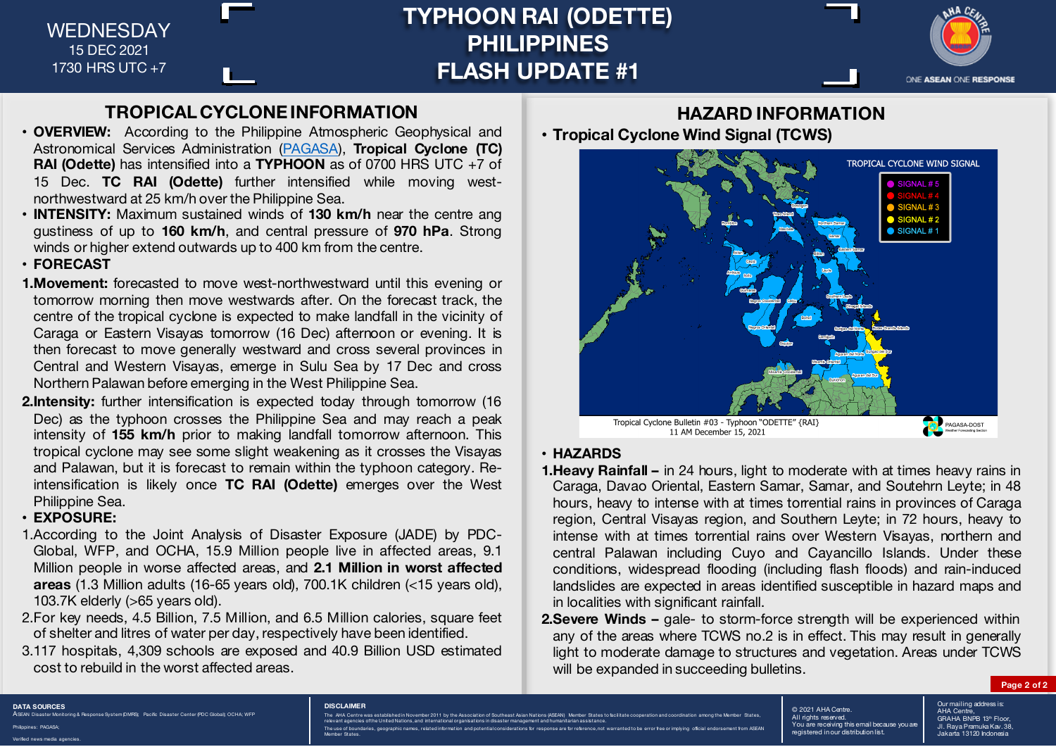WEDNESDAY
15 DEC 2021
1730 HRS UTC +7

# TYPHOON RAI (ODETTE) PHILIPPINES FLASH UPDATE #1

ONE ASEAN ONE RESPONSE

## TROPICAL CYCLONE INFORMATION

- **OVERVIEW:** According to the Philippine Atmospheric Geophysical and Astronomical Services Administration (PAGASA), **Tropical Cyclone (TC) RAI (Odette)** has intensified into a **TYPHOON** as of 0700 HRS UTC +7 of 15 Dec. **TC RAI (Odette)** further intensified while moving west-northwestward at 25 km/h over the Philippine Sea.
- **INTENSITY:** Maximum sustained winds of **130 km/h** near the centre ang gustiness of up to **160 km/h**, and central pressure of **970 hPa**. Strong winds or higher extend outwards up to 400 km from the centre.
- **FORECAST**

1. **Movement:** forecasted to move west-northwestward until this evening or tomorrow morning then move westwards after. On the forecast track, the centre of the tropical cyclone is expected to make landfall in the vicinity of Caraga or Eastern Visayas tomorrow (16 Dec) afternoon or evening. It is then forecast to move generally westward and cross several provinces in Central and Western Visayas, emerge in Sulu Sea by 17 Dec and cross Northern Palawan before emerging in the West Philippine Sea.
2. **Intensity:** further intensification is expected today through tomorrow (16 Dec) as the typhoon crosses the Philippine Sea and may reach a peak intensity of **155 km/h** prior to making landfall tomorrow afternoon. This tropical cyclone may see some slight weakening as it crosses the Visayas and Palawan, but it is forecast to remain within the typhoon category. Re-intensification is likely once **TC RAI (Odette)** emerges over the West Philippine Sea.

- **EXPOSURE:**

1. According to the Joint Analysis of Disaster Exposure (JADE) by PDC-Global, WFP, and OCHA, 15.9 Million people live in affected areas, 9.1 Million people in worse affected areas, and **2.1 Million in worst affected areas** (1.3 Million adults (16-65 years old), 700.1K children (<15 years old), 103.7K elderly (>65 years old).
2. For key needs, 4.5 Billion, 7.5 Million, and 6.5 Million calories, square feet of shelter and litres of water per day, respectively have been identified.
3. 117 hospitals, 4,309 schools are exposed and 40.9 Billion USD estimated cost to rebuild in the worst affected areas.

## HAZARD INFORMATION

- **Tropical Cyclone Wind Signal (TCWS)**

TROPICAL CYCLONE WIND SIGNAL
SIGNAL # 5
SIGNAL # 4
SIGNAL # 3
SIGNAL # 2
SIGNAL # 1

Tropical Cyclone Bulletin #03 - Typhoon "ODETTE" {RAI}
11 AM December 15, 2021
PAGASA-DOST

- **HAZARDS**

1. **Heavy Rainfall –** in 24 hours, light to moderate with at times heavy rains in Caraga, Davao Oriental, Eastern Samar, Samar, and Soutehrn Leyte; in 48 hours, heavy to intense with at times torrential rains in provinces of Caraga region, Central Visayas region, and Southern Leyte; in 72 hours, heavy to intense with at times torrential rains over Western Visayas, northern and central Palawan including Cuyo and Cayancillo Islands. Under these conditions, widespread flooding (including flash floods) and rain-induced landslides are expected in areas identified susceptible in hazard maps and in localities with significant rainfall.
2. **Severe Winds –** gale- to storm-force strength will be experienced within any of the areas where TCWS no.2 is in effect. This may result in generally light to moderate damage to structures and vegetation. Areas under TCWS will be expanded in succeeding bulletins.

**DATA SOURCES**
ASEAN Disaster Monitoring & Response System (DMRS); Pacific Disaster Center (PDC Global); OCHA; WFP
Philippines: PAGASA;
Verified news media agencies.

**DISCLAIMER**
The AHA Centre was established in November 2011 by the Association of Southeast Asian Nations (ASEAN) Member States to facilitate cooperation and coordination among the Member States, relevant agencies of the United Nations, and international organisations in disaster management and humanitarian assistance.
The use of boundaries, geographic names, related information and potential considerations for response are for reference, not warranted to be error free or implying official endorsement from ASEAN Member States.

© 2021 AHA Centre.
All rights reserved.
You are receiving this email because you are registered in our distribution list.

Our mailing address is:
AHA Centre,
GRAHA BNPB 13th Floor,
Jl. Raya Pramuka Kav. 38,
Jakarta 13120 Indonesia